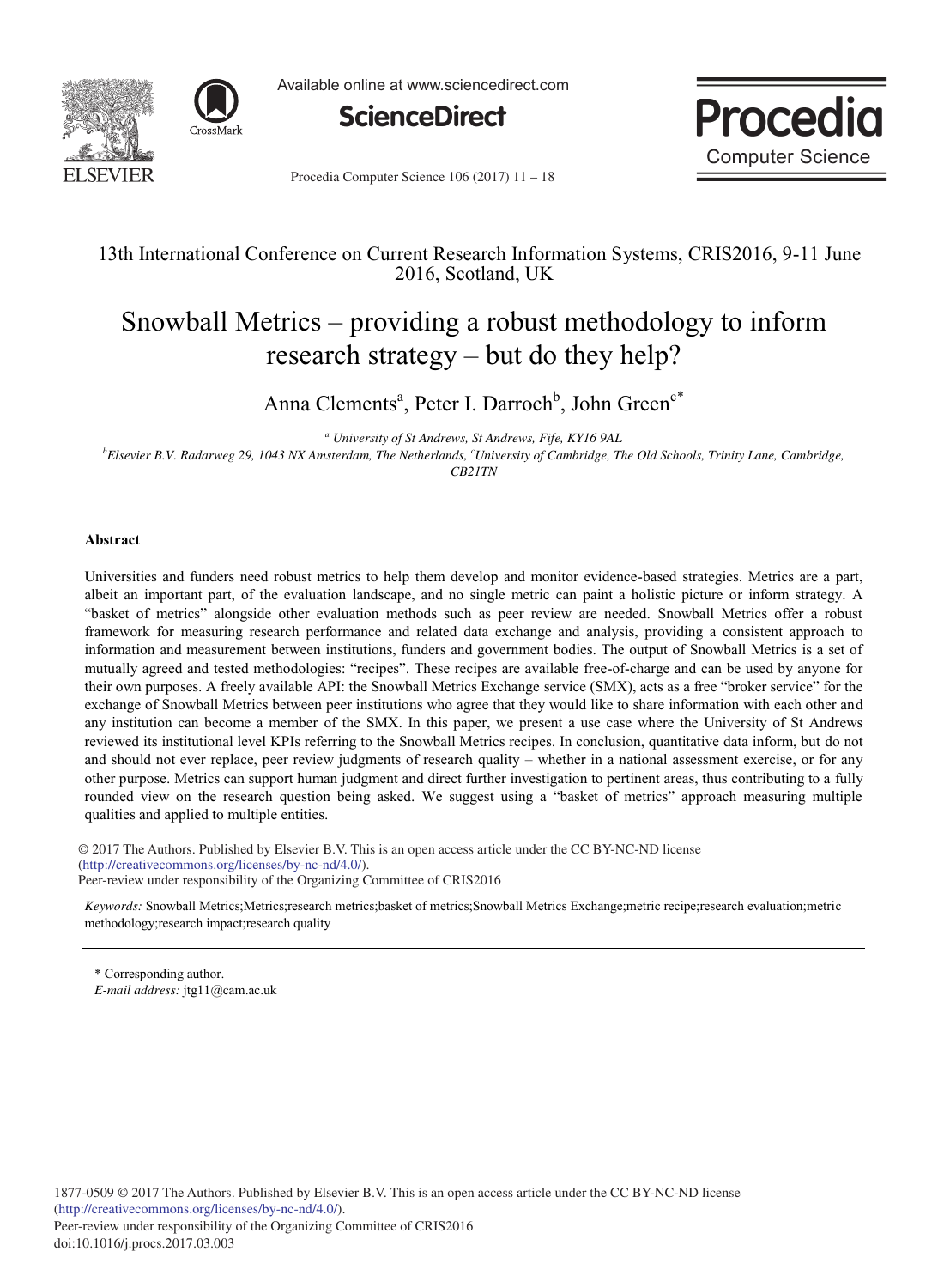13th International Conference on Current Research Information Systems, CRIS2016, 9-11 June 2016, Scotland, UK

# Snowball Metrics – providing a robust methodology to inform research strategy – but do they help?

Anna Clements[a], Peter I. Darroch[b], John Green[c*]

[a] *University of St Andrews, St Andrews, Fife, KY16 9AL*

[b] *Elsevier B.V. Radarweg 29, 1043 NX Amsterdam, The Netherlands,* [c] *University of Cambridge, The Old Schools, Trinity Lane, Cambridge, CB21TN*

---

## Abstract

Universities and funders need robust metrics to help them develop and monitor evidence-based strategies. Metrics are a part, albeit an important part, of the evaluation landscape, and no single metric can paint a holistic picture or inform strategy. A "basket of metrics" alongside other evaluation methods such as peer review are needed. Snowball Metrics offer a robust framework for measuring research performance and related data exchange and analysis, providing a consistent approach to information and measurement between institutions, funders and government bodies. The output of Snowball Metrics is a set of mutually agreed and tested methodologies: "recipes". These recipes are available free-of-charge and can be used by anyone for their own purposes. A freely available API: the Snowball Metrics Exchange service (SMX), acts as a free "broker service" for the exchange of Snowball Metrics between peer institutions who agree that they would like to share information with each other and any institution can become a member of the SMX. In this paper, we present a use case where the University of St Andrews reviewed its institutional level KPIs referring to the Snowball Metrics recipes. In conclusion, quantitative data inform, but do not and should not ever replace, peer review judgments of research quality – whether in a national assessment exercise, or for any other purpose. Metrics can support human judgment and direct further investigation to pertinent areas, thus contributing to a fully rounded view on the research question being asked. We suggest using a "basket of metrics" approach measuring multiple qualities and applied to multiple entities.

© 2017 The Authors. Published by Elsevier B.V. This is an open access article under the CC BY-NC-ND license (http://creativecommons.org/licenses/by-nc-nd/4.0/).
Peer-review under responsibility of the Organizing Committee of CRIS2016

*Keywords:* Snowball Metrics;Metrics;research metrics;basket of metrics;Snowball Metrics Exchange;metric recipe;research evaluation;metric methodology;research impact;research quality

---

\* Corresponding author.
*E-mail address:* jtg11@cam.ac.uk

1877-0509 © 2017 The Authors. Published by Elsevier B.V. This is an open access article under the CC BY-NC-ND license (http://creativecommons.org/licenses/by-nc-nd/4.0/).
Peer-review under responsibility of the Organizing Committee of CRIS2016
doi:10.1016/j.procs.2017.03.003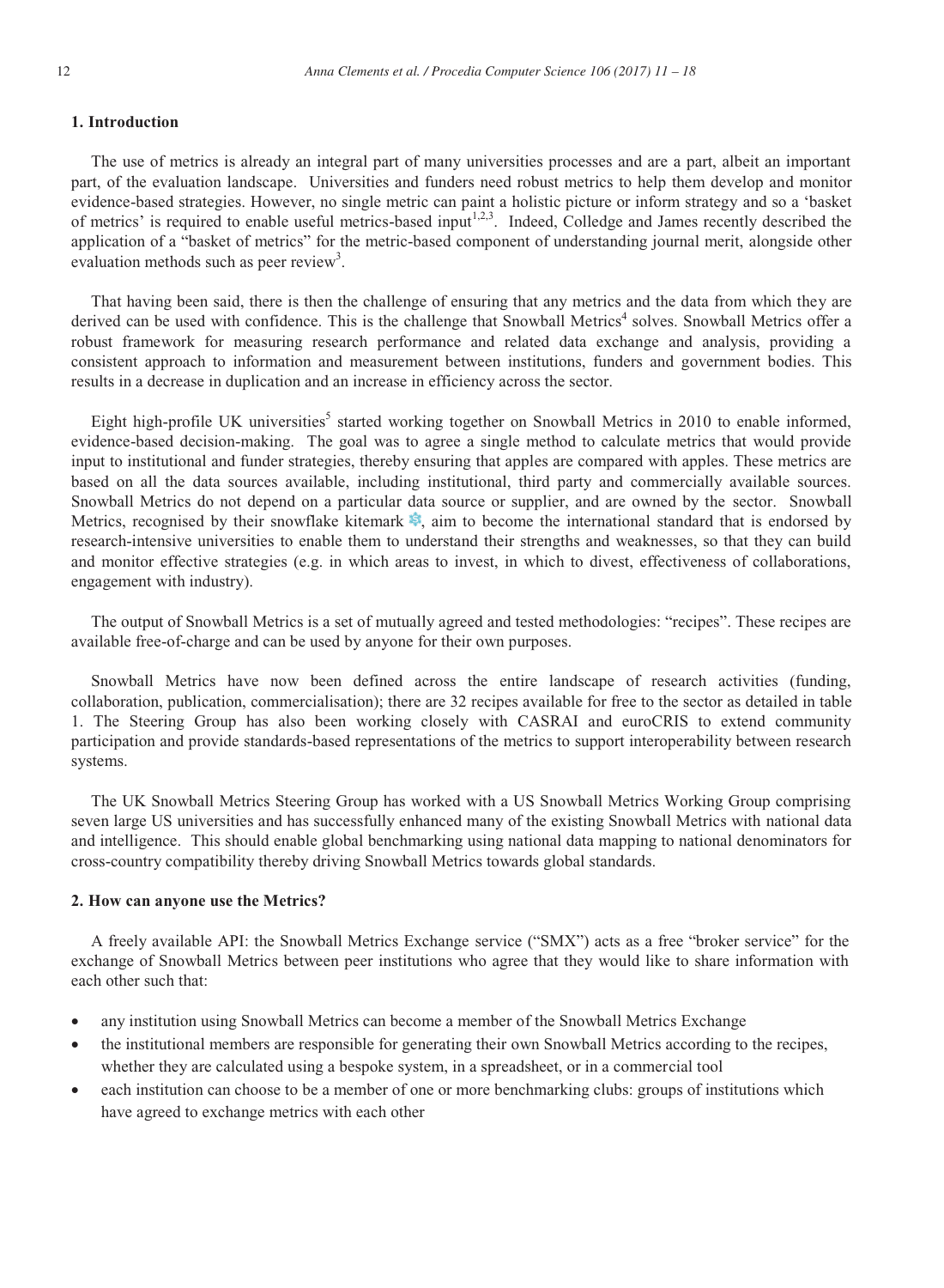## 1. Introduction

The use of metrics is already an integral part of many universities processes and are a part, albeit an important part, of the evaluation landscape. Universities and funders need robust metrics to help them develop and monitor evidence-based strategies. However, no single metric can paint a holistic picture or inform strategy and so a 'basket of metrics' is required to enable useful metrics-based input[1,2,3]. Indeed, Colledge and James recently described the application of a "basket of metrics" for the metric-based component of understanding journal merit, alongside other evaluation methods such as peer review[3].

That having been said, there is then the challenge of ensuring that any metrics and the data from which they are derived can be used with confidence. This is the challenge that Snowball Metrics[4] solves. Snowball Metrics offer a robust framework for measuring research performance and related data exchange and analysis, providing a consistent approach to information and measurement between institutions, funders and government bodies. This results in a decrease in duplication and an increase in efficiency across the sector.

Eight high-profile UK universities[5] started working together on Snowball Metrics in 2010 to enable informed, evidence-based decision-making. The goal was to agree a single method to calculate metrics that would provide input to institutional and funder strategies, thereby ensuring that apples are compared with apples. These metrics are based on all the data sources available, including institutional, third party and commercially available sources. Snowball Metrics do not depend on a particular data source or supplier, and are owned by the sector. Snowball Metrics, recognised by their snowflake kitemark ❄, aim to become the international standard that is endorsed by research-intensive universities to enable them to understand their strengths and weaknesses, so that they can build and monitor effective strategies (e.g. in which areas to invest, in which to divest, effectiveness of collaborations, engagement with industry).

The output of Snowball Metrics is a set of mutually agreed and tested methodologies: "recipes". These recipes are available free-of-charge and can be used by anyone for their own purposes.

Snowball Metrics have now been defined across the entire landscape of research activities (funding, collaboration, publication, commercialisation); there are 32 recipes available for free to the sector as detailed in table 1. The Steering Group has also been working closely with CASRAI and euroCRIS to extend community participation and provide standards-based representations of the metrics to support interoperability between research systems.

The UK Snowball Metrics Steering Group has worked with a US Snowball Metrics Working Group comprising seven large US universities and has successfully enhanced many of the existing Snowball Metrics with national data and intelligence. This should enable global benchmarking using national data mapping to national denominators for cross-country compatibility thereby driving Snowball Metrics towards global standards.

## 2. How can anyone use the Metrics?

A freely available API: the Snowball Metrics Exchange service ("SMX") acts as a free "broker service" for the exchange of Snowball Metrics between peer institutions who agree that they would like to share information with each other such that:

- any institution using Snowball Metrics can become a member of the Snowball Metrics Exchange
- the institutional members are responsible for generating their own Snowball Metrics according to the recipes, whether they are calculated using a bespoke system, in a spreadsheet, or in a commercial tool
- each institution can choose to be a member of one or more benchmarking clubs: groups of institutions which have agreed to exchange metrics with each other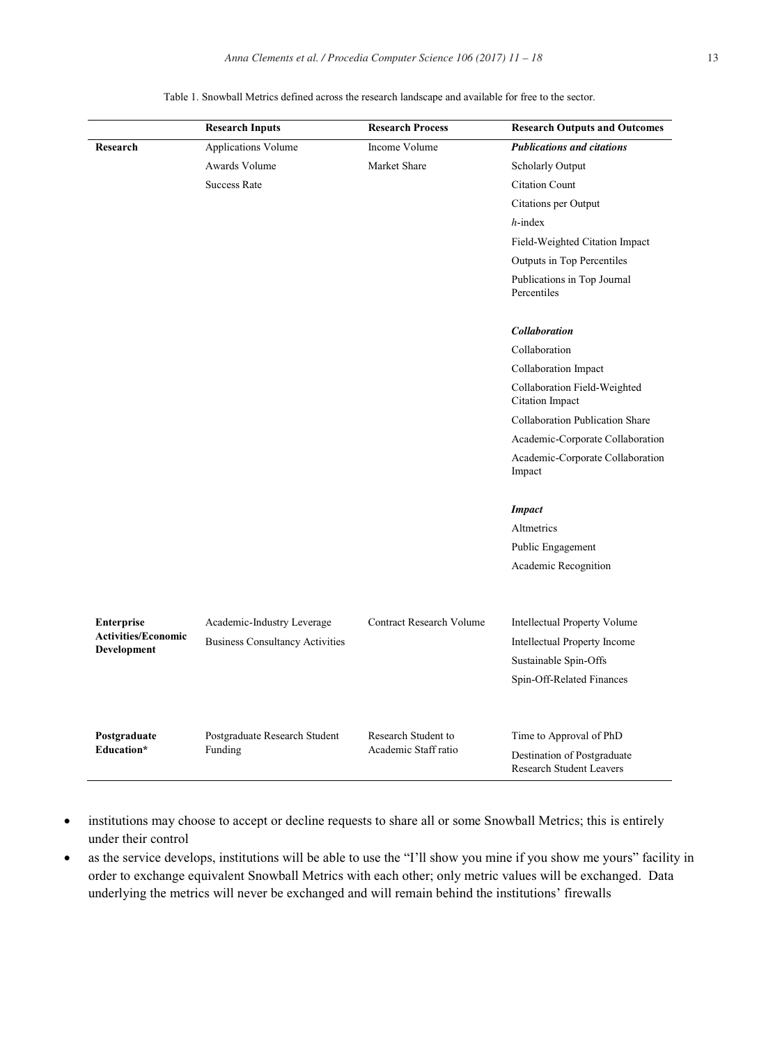Table 1. Snowball Metrics defined across the research landscape and available for free to the sector.

| | Research Inputs | Research Process | Research Outputs and Outcomes |
|---|---|---|---|
| **Research** | Applications Volume | Income Volume | ***Publications and citations*** |
| | Awards Volume | Market Share | Scholarly Output |
| | Success Rate | | Citation Count |
| | | | Citations per Output |
| | | | *h*-index |
| | | | Field-Weighted Citation Impact |
| | | | Outputs in Top Percentiles |
| | | | Publications in Top Journal Percentiles |
| | | | ***Collaboration*** |
| | | | Collaboration |
| | | | Collaboration Impact |
| | | | Collaboration Field-Weighted Citation Impact |
| | | | Collaboration Publication Share |
| | | | Academic-Corporate Collaboration |
| | | | Academic-Corporate Collaboration Impact |
| | | | ***Impact*** |
| | | | Altmetrics |
| | | | Public Engagement |
| | | | Academic Recognition |
| **Enterprise Activities/Economic Development** | Academic-Industry Leverage | Contract Research Volume | Intellectual Property Volume |
| | Business Consultancy Activities | | Intellectual Property Income |
| | | | Sustainable Spin-Offs |
| | | | Spin-Off-Related Finances |
| **Postgraduate Education*** | Postgraduate Research Student Funding | Research Student to Academic Staff ratio | Time to Approval of PhD |
| | | | Destination of Postgraduate Research Student Leavers |

- institutions may choose to accept or decline requests to share all or some Snowball Metrics; this is entirely under their control
- as the service develops, institutions will be able to use the "I'll show you mine if you show me yours" facility in order to exchange equivalent Snowball Metrics with each other; only metric values will be exchanged. Data underlying the metrics will never be exchanged and will remain behind the institutions' firewalls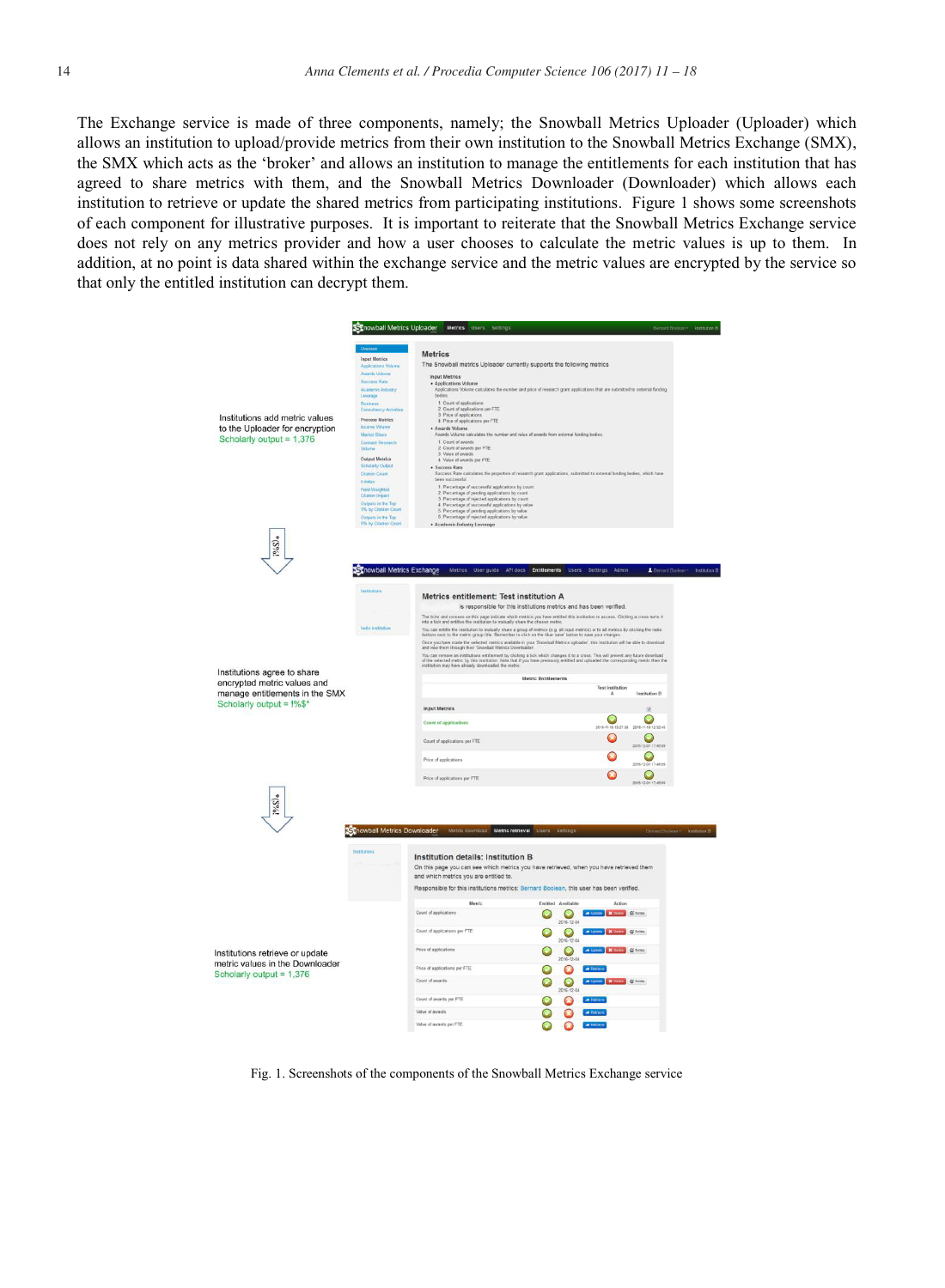The Exchange service is made of three components, namely; the Snowball Metrics Uploader (Uploader) which allows an institution to upload/provide metrics from their own institution to the Snowball Metrics Exchange (SMX), the SMX which acts as the 'broker' and allows an institution to manage the entitlements for each institution that has agreed to share metrics with them, and the Snowball Metrics Downloader (Downloader) which allows each institution to retrieve or update the shared metrics from participating institutions. Figure 1 shows some screenshots of each component for illustrative purposes. It is important to reiterate that the Snowball Metrics Exchange service does not rely on any metrics provider and how a user chooses to calculate the metric values is up to them. In addition, at no point is data shared within the exchange service and the metric values are encrypted by the service so that only the entitled institution can decrypt them.

Institutions add metric values to the Uploader for encryption
Scholarly output = 1,376

Institutions agree to share encrypted metric values and manage entitlements in the SMX
Scholarly output = !%$*

Institutions retrieve or update metric values in the Downloader
Scholarly output = 1,376

Fig. 1. Screenshots of the components of the Snowball Metrics Exchange service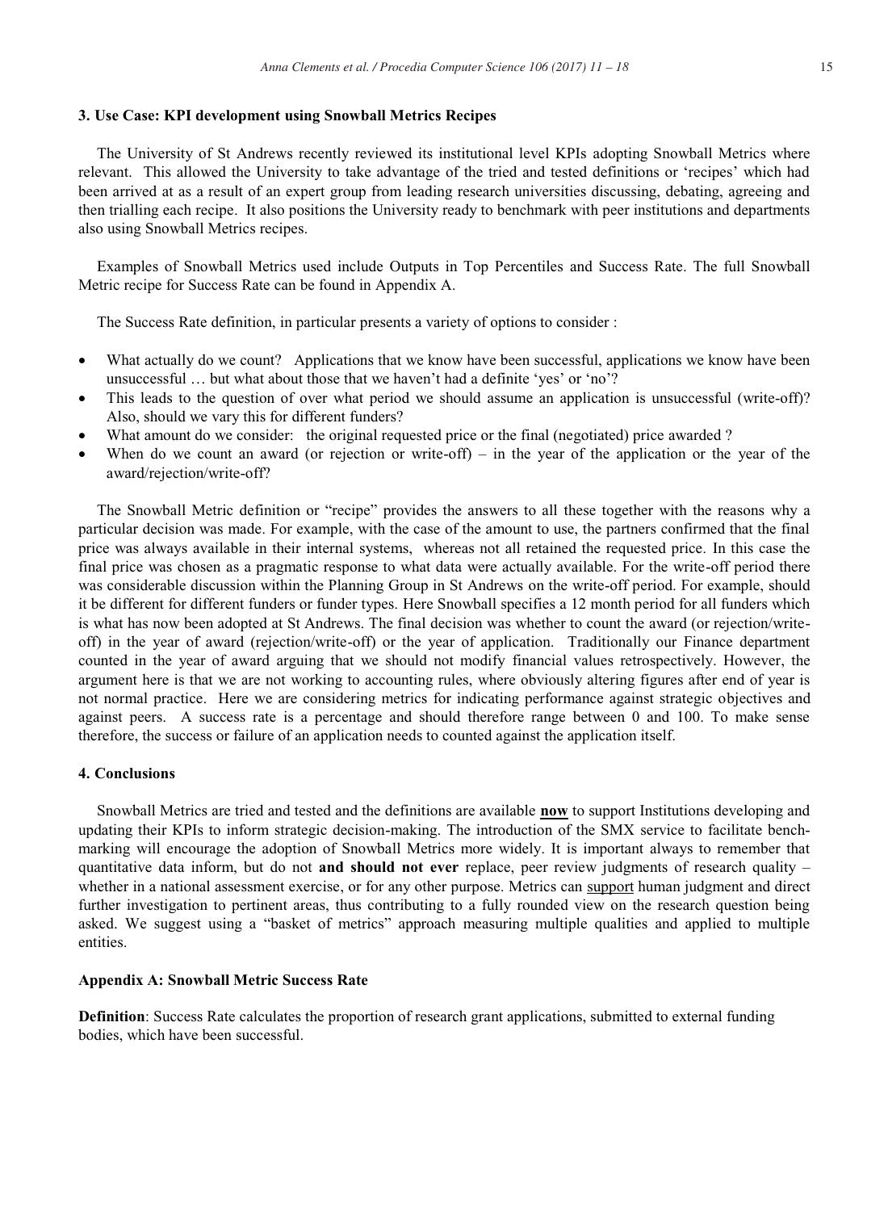### 3. Use Case: KPI development using Snowball Metrics Recipes

The University of St Andrews recently reviewed its institutional level KPIs adopting Snowball Metrics where relevant. This allowed the University to take advantage of the tried and tested definitions or 'recipes' which had been arrived at as a result of an expert group from leading research universities discussing, debating, agreeing and then trialling each recipe. It also positions the University ready to benchmark with peer institutions and departments also using Snowball Metrics recipes.

Examples of Snowball Metrics used include Outputs in Top Percentiles and Success Rate. The full Snowball Metric recipe for Success Rate can be found in Appendix A.

The Success Rate definition, in particular presents a variety of options to consider :

- What actually do we count? Applications that we know have been successful, applications we know have been unsuccessful … but what about those that we haven't had a definite 'yes' or 'no'?
- This leads to the question of over what period we should assume an application is unsuccessful (write-off)? Also, should we vary this for different funders?
- What amount do we consider: the original requested price or the final (negotiated) price awarded ?
- When do we count an award (or rejection or write-off) – in the year of the application or the year of the award/rejection/write-off?

The Snowball Metric definition or "recipe" provides the answers to all these together with the reasons why a particular decision was made. For example, with the case of the amount to use, the partners confirmed that the final price was always available in their internal systems, whereas not all retained the requested price. In this case the final price was chosen as a pragmatic response to what data were actually available. For the write-off period there was considerable discussion within the Planning Group in St Andrews on the write-off period. For example, should it be different for different funders or funder types. Here Snowball specifies a 12 month period for all funders which is what has now been adopted at St Andrews. The final decision was whether to count the award (or rejection/write-off) in the year of award (rejection/write-off) or the year of application. Traditionally our Finance department counted in the year of award arguing that we should not modify financial values retrospectively. However, the argument here is that we are not working to accounting rules, where obviously altering figures after end of year is not normal practice. Here we are considering metrics for indicating performance against strategic objectives and against peers. A success rate is a percentage and should therefore range between 0 and 100. To make sense therefore, the success or failure of an application needs to counted against the application itself.

### 4. Conclusions

Snowball Metrics are tried and tested and the definitions are available **now** to support Institutions developing and updating their KPIs to inform strategic decision-making. The introduction of the SMX service to facilitate benchmarking will encourage the adoption of Snowball Metrics more widely. It is important always to remember that quantitative data inform, but do not **and should not ever** replace, peer review judgments of research quality – whether in a national assessment exercise, or for any other purpose. Metrics can support human judgment and direct further investigation to pertinent areas, thus contributing to a fully rounded view on the research question being asked. We suggest using a "basket of metrics" approach measuring multiple qualities and applied to multiple entities.

### Appendix A: Snowball Metric Success Rate

**Definition**: Success Rate calculates the proportion of research grant applications, submitted to external funding bodies, which have been successful.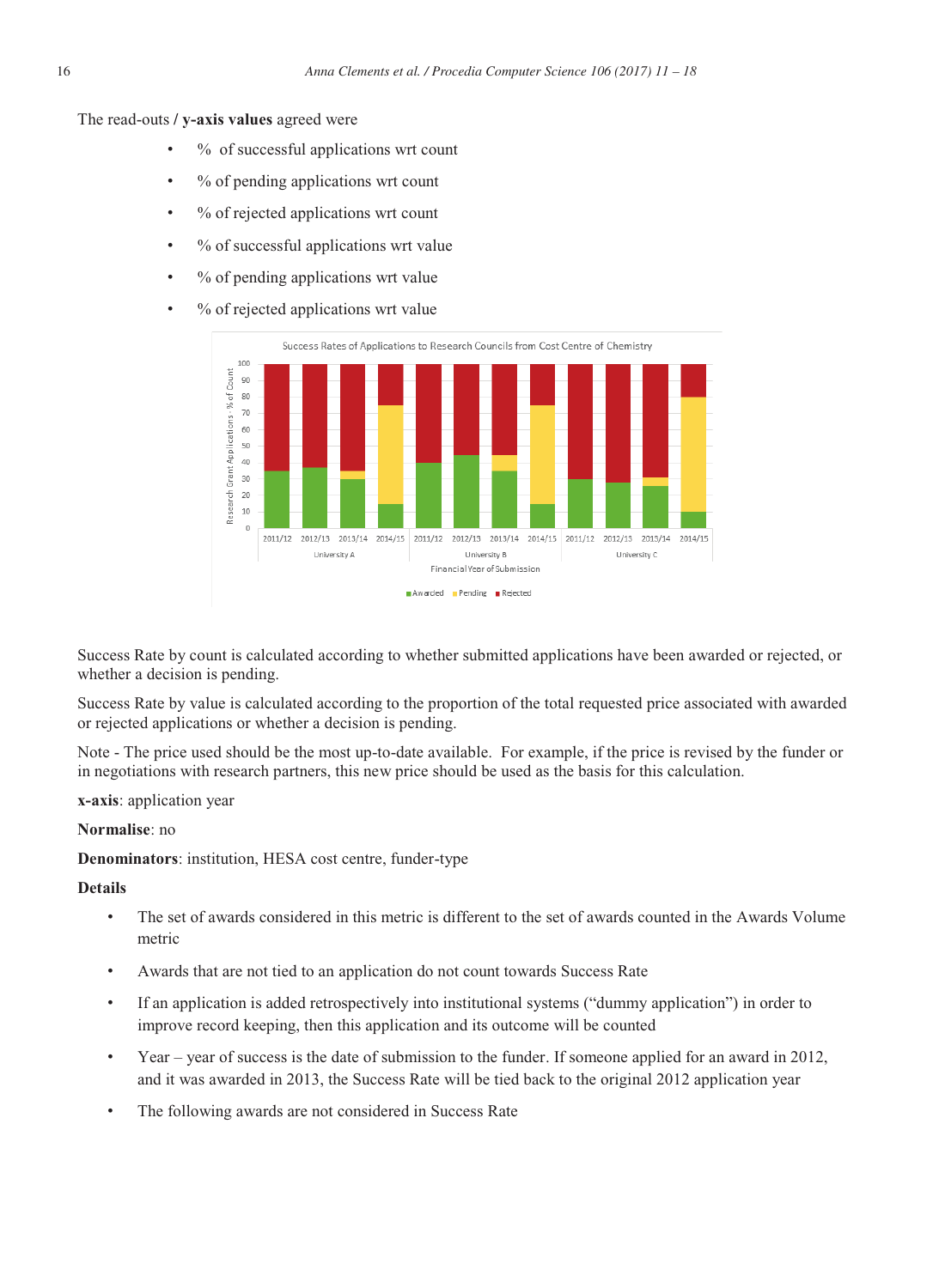The read-outs / **y-axis values** agreed were

- % of successful applications wrt count
- % of pending applications wrt count
- % of rejected applications wrt count
- % of successful applications wrt value
- % of pending applications wrt value
- % of rejected applications wrt value

Success Rate by count is calculated according to whether submitted applications have been awarded or rejected, or whether a decision is pending.

Success Rate by value is calculated according to the proportion of the total requested price associated with awarded or rejected applications or whether a decision is pending.

Note - The price used should be the most up-to-date available. For example, if the price is revised by the funder or in negotiations with research partners, this new price should be used as the basis for this calculation.

**x-axis**: application year

**Normalise**: no

**Denominators**: institution, HESA cost centre, funder-type

**Details**

- The set of awards considered in this metric is different to the set of awards counted in the Awards Volume metric
- Awards that are not tied to an application do not count towards Success Rate
- If an application is added retrospectively into institutional systems ("dummy application") in order to improve record keeping, then this application and its outcome will be counted
- Year – year of success is the date of submission to the funder. If someone applied for an award in 2012, and it was awarded in 2013, the Success Rate will be tied back to the original 2012 application year
- The following awards are not considered in Success Rate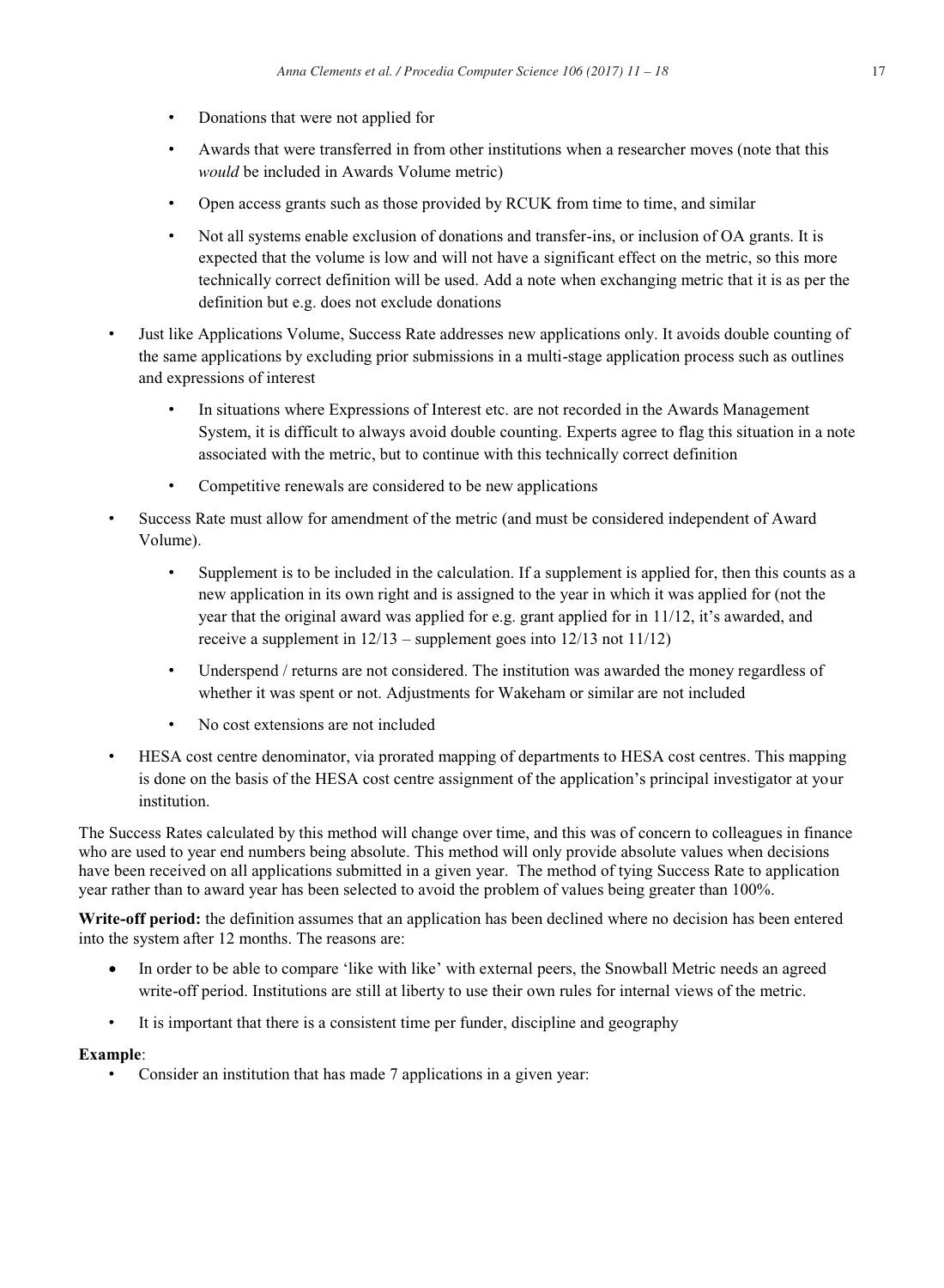- Donations that were not applied for
    - Awards that were transferred in from other institutions when a researcher moves (note that this *would* be included in Awards Volume metric)
    - Open access grants such as those provided by RCUK from time to time, and similar
    - Not all systems enable exclusion of donations and transfer-ins, or inclusion of OA grants. It is expected that the volume is low and will not have a significant effect on the metric, so this more technically correct definition will be used. Add a note when exchanging metric that it is as per the definition but e.g. does not exclude donations
- Just like Applications Volume, Success Rate addresses new applications only. It avoids double counting of the same applications by excluding prior submissions in a multi-stage application process such as outlines and expressions of interest
    - In situations where Expressions of Interest etc. are not recorded in the Awards Management System, it is difficult to always avoid double counting. Experts agree to flag this situation in a note associated with the metric, but to continue with this technically correct definition
    - Competitive renewals are considered to be new applications
- Success Rate must allow for amendment of the metric (and must be considered independent of Award Volume).
    - Supplement is to be included in the calculation. If a supplement is applied for, then this counts as a new application in its own right and is assigned to the year in which it was applied for (not the year that the original award was applied for e.g. grant applied for in 11/12, it's awarded, and receive a supplement in 12/13 – supplement goes into 12/13 not 11/12)
    - Underspend / returns are not considered. The institution was awarded the money regardless of whether it was spent or not. Adjustments for Wakeham or similar are not included
    - No cost extensions are not included
- HESA cost centre denominator, via prorated mapping of departments to HESA cost centres. This mapping is done on the basis of the HESA cost centre assignment of the application's principal investigator at your institution.

The Success Rates calculated by this method will change over time, and this was of concern to colleagues in finance who are used to year end numbers being absolute. This method will only provide absolute values when decisions have been received on all applications submitted in a given year. The method of tying Success Rate to application year rather than to award year has been selected to avoid the problem of values being greater than 100%.

**Write-off period:** the definition assumes that an application has been declined where no decision has been entered into the system after 12 months. The reasons are:

- In order to be able to compare 'like with like' with external peers, the Snowball Metric needs an agreed write-off period. Institutions are still at liberty to use their own rules for internal views of the metric.
- It is important that there is a consistent time per funder, discipline and geography

**Example**:

- Consider an institution that has made 7 applications in a given year: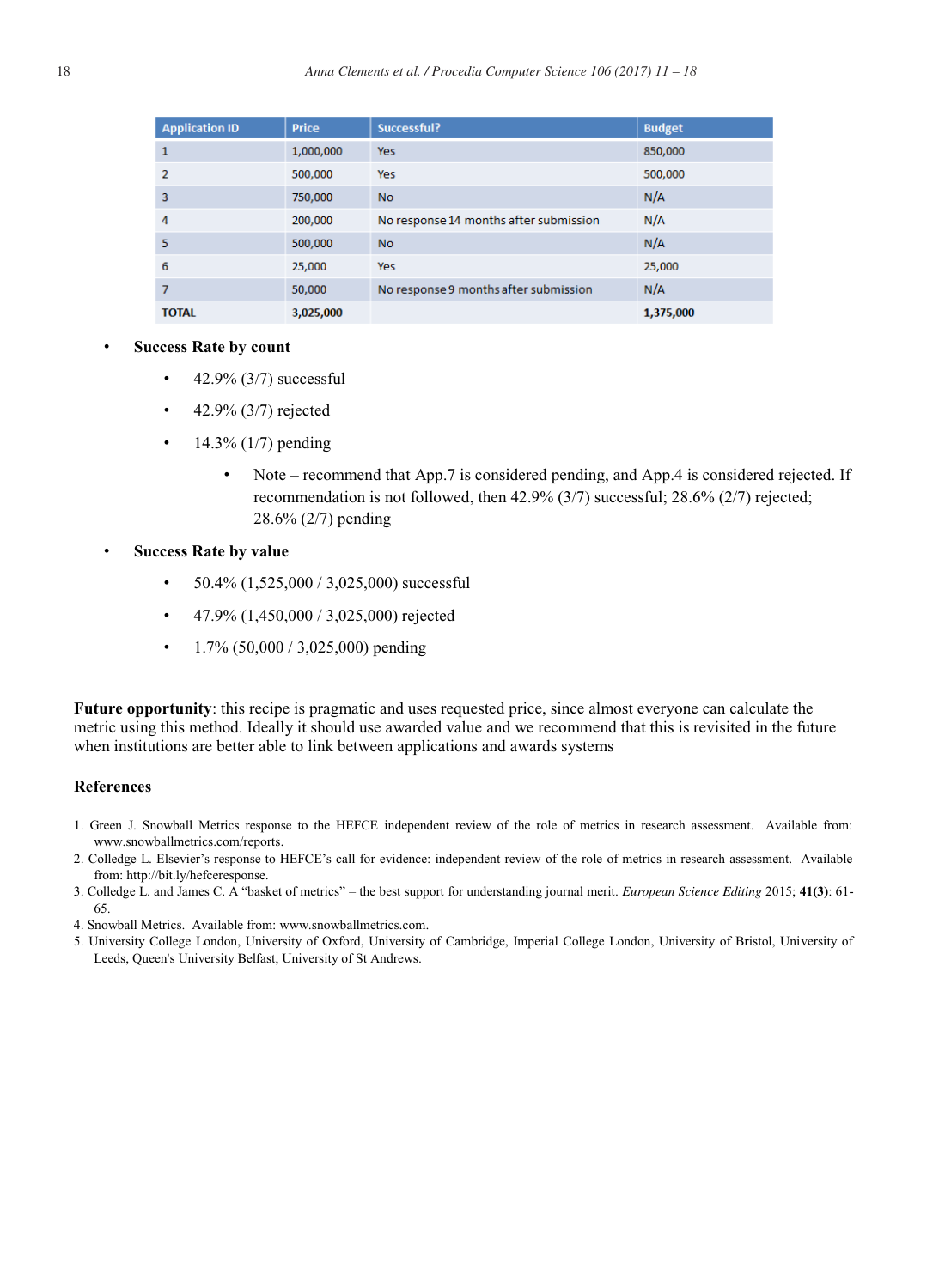| Application ID | Price | Successful? | Budget |
|---|---|---|---|
| 1 | 1,000,000 | Yes | 850,000 |
| 2 | 500,000 | Yes | 500,000 |
| 3 | 750,000 | No | N/A |
| 4 | 200,000 | No response 14 months after submission | N/A |
| 5 | 500,000 | No | N/A |
| 6 | 25,000 | Yes | 25,000 |
| 7 | 50,000 | No response 9 months after submission | N/A |
| TOTAL | 3,025,000 | | 1,375,000 |

- **Success Rate by count**
  - 42.9% (3/7) successful
  - 42.9% (3/7) rejected
  - 14.3% (1/7) pending
    - Note – recommend that App.7 is considered pending, and App.4 is considered rejected. If recommendation is not followed, then 42.9% (3/7) successful; 28.6% (2/7) rejected; 28.6% (2/7) pending
- **Success Rate by value**
  - 50.4% (1,525,000 / 3,025,000) successful
  - 47.9% (1,450,000 / 3,025,000) rejected
  - 1.7% (50,000 / 3,025,000) pending

**Future opportunity**: this recipe is pragmatic and uses requested price, since almost everyone can calculate the metric using this method. Ideally it should use awarded value and we recommend that this is revisited in the future when institutions are better able to link between applications and awards systems

## References

1. Green J. Snowball Metrics response to the HEFCE independent review of the role of metrics in research assessment. Available from: www.snowballmetrics.com/reports.
2. Colledge L. Elsevier's response to HEFCE's call for evidence: independent review of the role of metrics in research assessment. Available from: http://bit.ly/hefceresponse.
3. Colledge L. and James C. A "basket of metrics" – the best support for understanding journal merit. *European Science Editing* 2015; **41(3)**: 61-65.
4. Snowball Metrics. Available from: www.snowballmetrics.com.
5. University College London, University of Oxford, University of Cambridge, Imperial College London, University of Bristol, University of Leeds, Queen's University Belfast, University of St Andrews.